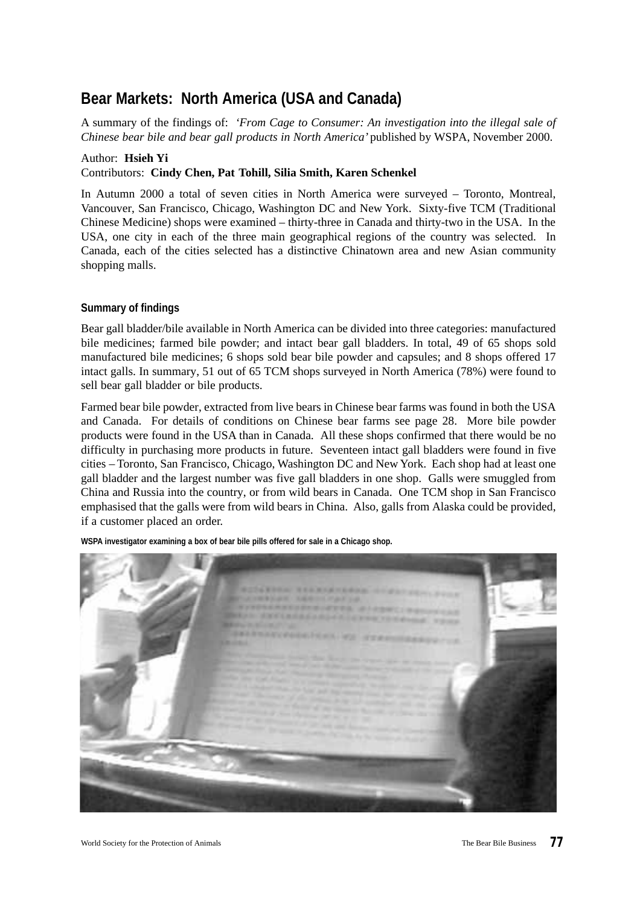## Bear Markets: North America (USA and Canada)

A summary of the findings of: *'From Cage to Consumer: An investigation into the illegal sale of Chinese bear bile and bear gall products in North America'* published by WSPA, November 2000.

Author: **Hsieh Yi**
Contributors: **Cindy Chen, Pat Tohill, Silia Smith, Karen Schenkel**

In Autumn 2000 a total of seven cities in North America were surveyed – Toronto, Montreal, Vancouver, San Francisco, Chicago, Washington DC and New York. Sixty-five TCM (Traditional Chinese Medicine) shops were examined – thirty-three in Canada and thirty-two in the USA. In the USA, one city in each of the three main geographical regions of the country was selected. In Canada, each of the cities selected has a distinctive Chinatown area and new Asian community shopping malls.

### Summary of findings

Bear gall bladder/bile available in North America can be divided into three categories: manufactured bile medicines; farmed bile powder; and intact bear gall bladders. In total, 49 of 65 shops sold manufactured bile medicines; 6 shops sold bear bile powder and capsules; and 8 shops offered 17 intact galls. In summary, 51 out of 65 TCM shops surveyed in North America (78%) were found to sell bear gall bladder or bile products.

Farmed bear bile powder, extracted from live bears in Chinese bear farms was found in both the USA and Canada. For details of conditions on Chinese bear farms see page 28. More bile powder products were found in the USA than in Canada. All these shops confirmed that there would be no difficulty in purchasing more products in future. Seventeen intact gall bladders were found in five cities – Toronto, San Francisco, Chicago, Washington DC and New York. Each shop had at least one gall bladder and the largest number was five gall bladders in one shop. Galls were smuggled from China and Russia into the country, or from wild bears in Canada. One TCM shop in San Francisco emphasised that the galls were from wild bears in China. Also, galls from Alaska could be provided, if a customer placed an order.

WSPA investigator examining a box of bear bile pills offered for sale in a Chicago shop.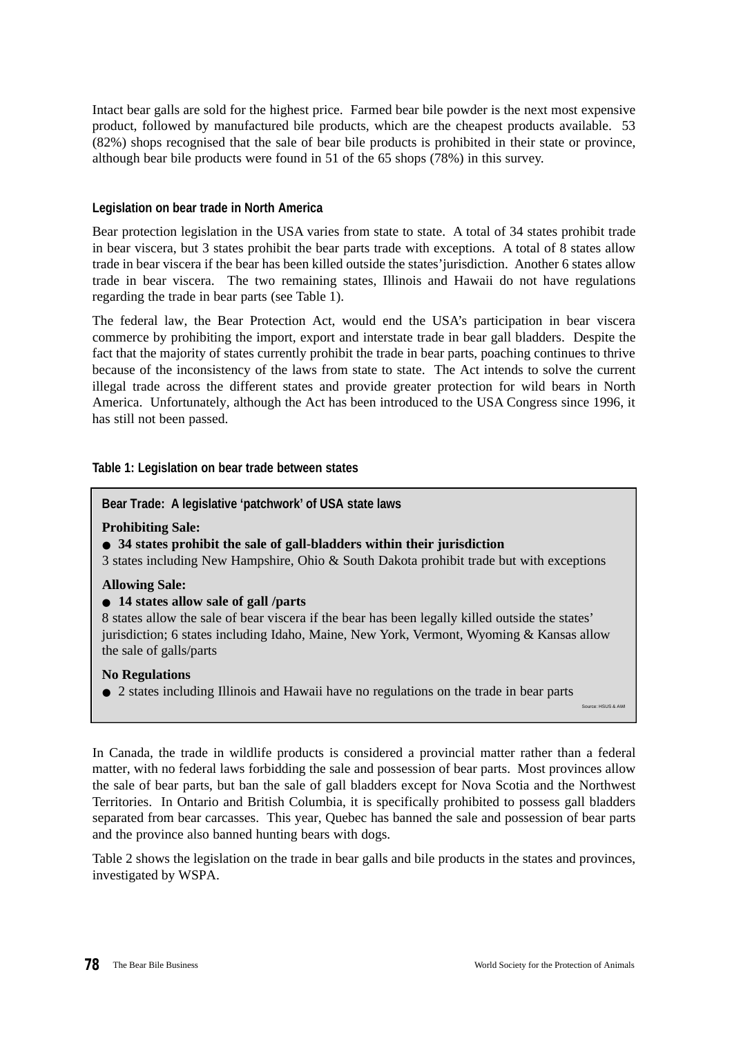Intact bear galls are sold for the highest price. Farmed bear bile powder is the next most expensive product, followed by manufactured bile products, which are the cheapest products available. 53 (82%) shops recognised that the sale of bear bile products is prohibited in their state or province, although bear bile products were found in 51 of the 65 shops (78%) in this survey.

### Legislation on bear trade in North America

Bear protection legislation in the USA varies from state to state. A total of 34 states prohibit trade in bear viscera, but 3 states prohibit the bear parts trade with exceptions. A total of 8 states allow trade in bear viscera if the bear has been killed outside the states'jurisdiction. Another 6 states allow trade in bear viscera. The two remaining states, Illinois and Hawaii do not have regulations regarding the trade in bear parts (see Table 1).

The federal law, the Bear Protection Act, would end the USA's participation in bear viscera commerce by prohibiting the import, export and interstate trade in bear gall bladders. Despite the fact that the majority of states currently prohibit the trade in bear parts, poaching continues to thrive because of the inconsistency of the laws from state to state. The Act intends to solve the current illegal trade across the different states and provide greater protection for wild bears in North America. Unfortunately, although the Act has been introduced to the USA Congress since 1996, it has still not been passed.

### Table 1: Legislation on bear trade between states

**Bear Trade: A legislative 'patchwork' of USA state laws**

**Prohibiting Sale:**

- **34 states prohibit the sale of gall-bladders within their jurisdiction**

3 states including New Hampshire, Ohio & South Dakota prohibit trade but with exceptions

**Allowing Sale:**

- **14 states allow sale of gall /parts**

8 states allow the sale of bear viscera if the bear has been legally killed outside the states' jurisdiction; 6 states including Idaho, Maine, New York, Vermont, Wyoming & Kansas allow the sale of galls/parts

**No Regulations**

- 2 states including Illinois and Hawaii have no regulations on the trade in bear parts

Source: HSUS & AWI

In Canada, the trade in wildlife products is considered a provincial matter rather than a federal matter, with no federal laws forbidding the sale and possession of bear parts. Most provinces allow the sale of bear parts, but ban the sale of gall bladders except for Nova Scotia and the Northwest Territories. In Ontario and British Columbia, it is specifically prohibited to possess gall bladders separated from bear carcasses. This year, Quebec has banned the sale and possession of bear parts and the province also banned hunting bears with dogs.

Table 2 shows the legislation on the trade in bear galls and bile products in the states and provinces, investigated by WSPA.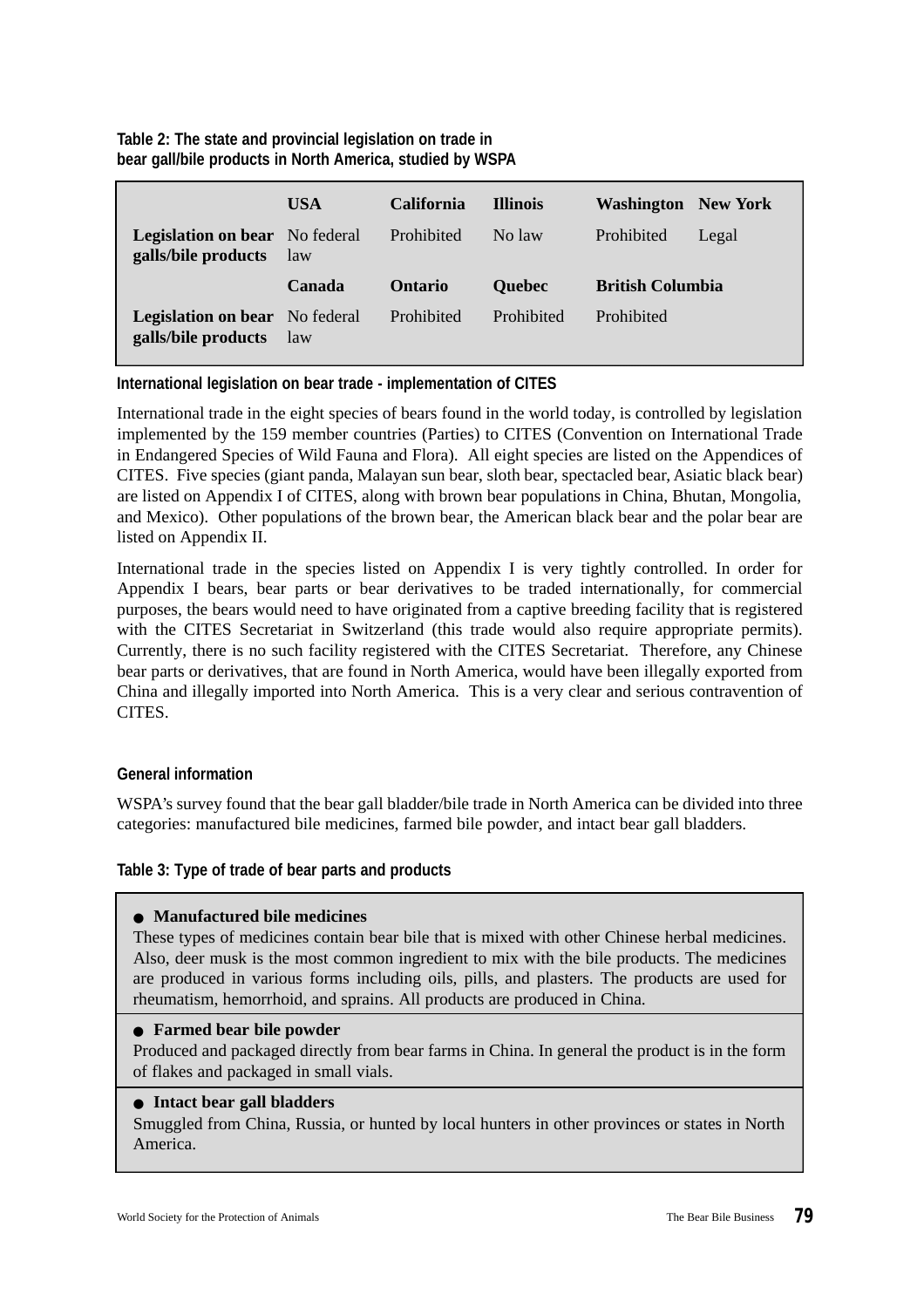**Table 2: The state and provincial legislation on trade in bear gall/bile products in North America, studied by WSPA**

| | USA | California | Illinois | Washington | New York |
|---|---|---|---|---|---|
| **Legislation on bear galls/bile products** | No federal law | Prohibited | No law | Prohibited | Legal |
| | **Canada** | **Ontario** | **Quebec** | **British Columbia** | |
| **Legislation on bear galls/bile products** | No federal law | Prohibited | Prohibited | Prohibited | |

#### International legislation on bear trade - implementation of CITES

International trade in the eight species of bears found in the world today, is controlled by legislation implemented by the 159 member countries (Parties) to CITES (Convention on International Trade in Endangered Species of Wild Fauna and Flora). All eight species are listed on the Appendices of CITES. Five species (giant panda, Malayan sun bear, sloth bear, spectacled bear, Asiatic black bear) are listed on Appendix I of CITES, along with brown bear populations in China, Bhutan, Mongolia, and Mexico). Other populations of the brown bear, the American black bear and the polar bear are listed on Appendix II.

International trade in the species listed on Appendix I is very tightly controlled. In order for Appendix I bears, bear parts or bear derivatives to be traded internationally, for commercial purposes, the bears would need to have originated from a captive breeding facility that is registered with the CITES Secretariat in Switzerland (this trade would also require appropriate permits). Currently, there is no such facility registered with the CITES Secretariat. Therefore, any Chinese bear parts or derivatives, that are found in North America, would have been illegally exported from China and illegally imported into North America. This is a very clear and serious contravention of CITES.

#### General information

WSPA's survey found that the bear gall bladder/bile trade in North America can be divided into three categories: manufactured bile medicines, farmed bile powder, and intact bear gall bladders.

**Table 3: Type of trade of bear parts and products**

- **Manufactured bile medicines**
  These types of medicines contain bear bile that is mixed with other Chinese herbal medicines. Also, deer musk is the most common ingredient to mix with the bile products. The medicines are produced in various forms including oils, pills, and plasters. The products are used for rheumatism, hemorrhoid, and sprains. All products are produced in China.

- **Farmed bear bile powder**
  Produced and packaged directly from bear farms in China. In general the product is in the form of flakes and packaged in small vials.

- **Intact bear gall bladders**
  Smuggled from China, Russia, or hunted by local hunters in other provinces or states in North America.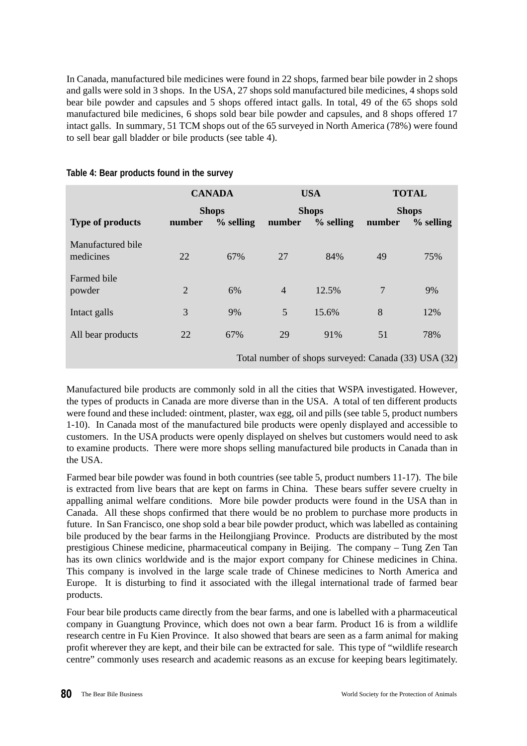In Canada, manufactured bile medicines were found in 22 shops, farmed bear bile powder in 2 shops and galls were sold in 3 shops. In the USA, 27 shops sold manufactured bile medicines, 4 shops sold bear bile powder and capsules and 5 shops offered intact galls. In total, 49 of the 65 shops sold manufactured bile medicines, 6 shops sold bear bile powder and capsules, and 8 shops offered 17 intact galls. In summary, 51 TCM shops out of the 65 surveyed in North America (78%) were found to sell bear gall bladder or bile products (see table 4).

**Table 4: Bear products found in the survey**

| | CANADA | | USA | | TOTAL | |
|---|---|---|---|---|---|---|
| | Shops | | Shops | | Shops | |
| **Type of products** | **number** | **% selling** | **number** | **% selling** | **number** | **% selling** |
| Manufactured bile medicines | 22 | 67% | 27 | 84% | 49 | 75% |
| Farmed bile powder | 2 | 6% | 4 | 12.5% | 7 | 9% |
| Intact galls | 3 | 9% | 5 | 15.6% | 8 | 12% |
| All bear products | 22 | 67% | 29 | 91% | 51 | 78% |

Total number of shops surveyed: Canada (33) USA (32)

Manufactured bile products are commonly sold in all the cities that WSPA investigated. However, the types of products in Canada are more diverse than in the USA. A total of ten different products were found and these included: ointment, plaster, wax egg, oil and pills (see table 5, product numbers 1-10). In Canada most of the manufactured bile products were openly displayed and accessible to customers. In the USA products were openly displayed on shelves but customers would need to ask to examine products. There were more shops selling manufactured bile products in Canada than in the USA.

Farmed bear bile powder was found in both countries (see table 5, product numbers 11-17). The bile is extracted from live bears that are kept on farms in China. These bears suffer severe cruelty in appalling animal welfare conditions. More bile powder products were found in the USA than in Canada. All these shops confirmed that there would be no problem to purchase more products in future. In San Francisco, one shop sold a bear bile powder product, which was labelled as containing bile produced by the bear farms in the Heilongjiang Province. Products are distributed by the most prestigious Chinese medicine, pharmaceutical company in Beijing. The company – Tung Zen Tan has its own clinics worldwide and is the major export company for Chinese medicines in China. This company is involved in the large scale trade of Chinese medicines to North America and Europe. It is disturbing to find it associated with the illegal international trade of farmed bear products.

Four bear bile products came directly from the bear farms, and one is labelled with a pharmaceutical company in Guangtung Province, which does not own a bear farm. Product 16 is from a wildlife research centre in Fu Kien Province. It also showed that bears are seen as a farm animal for making profit wherever they are kept, and their bile can be extracted for sale. This type of "wildlife research centre" commonly uses research and academic reasons as an excuse for keeping bears legitimately.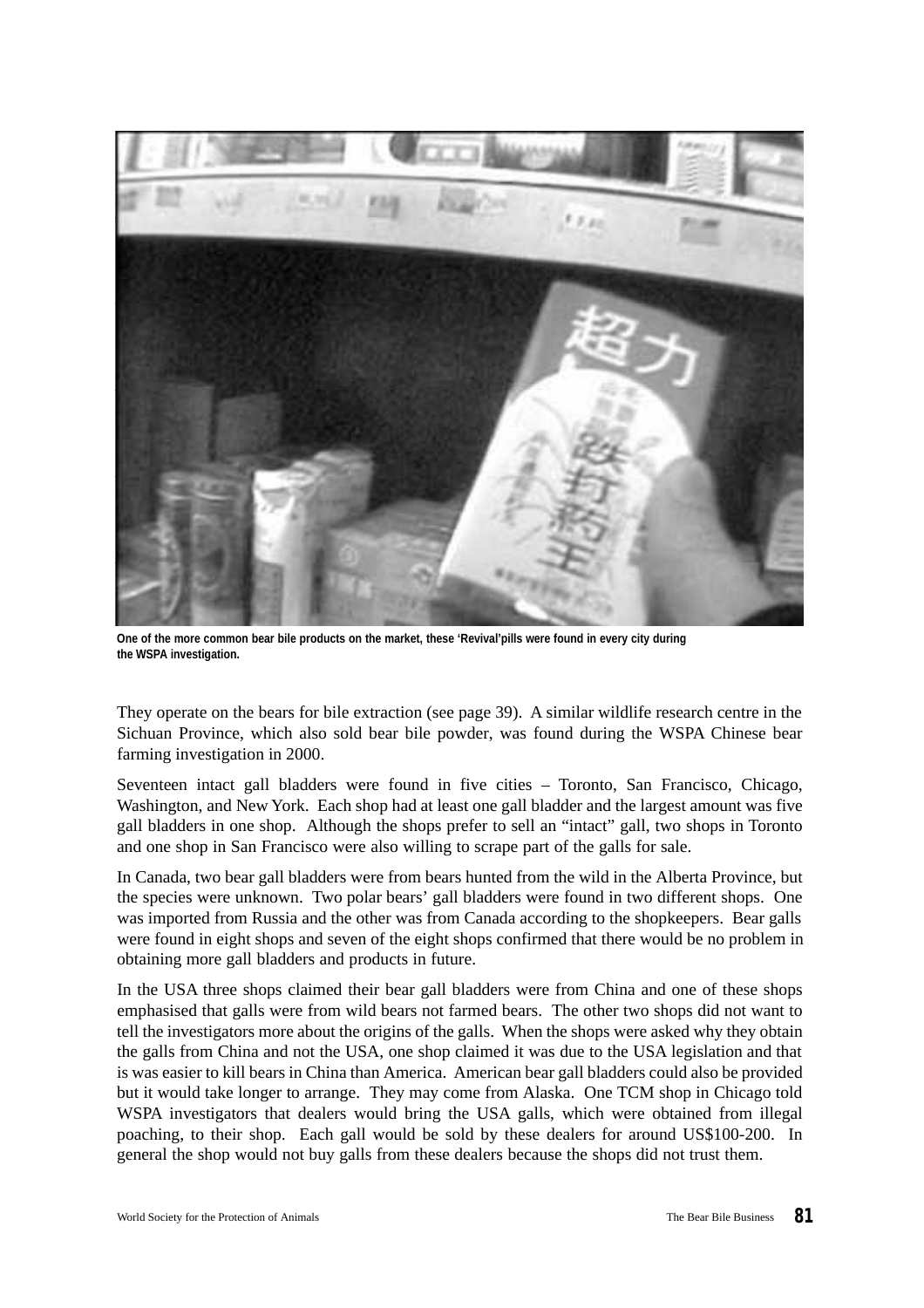One of the more common bear bile products on the market, these 'Revival'pills were found in every city during the WSPA investigation.

They operate on the bears for bile extraction (see page 39). A similar wildlife research centre in the Sichuan Province, which also sold bear bile powder, was found during the WSPA Chinese bear farming investigation in 2000.

Seventeen intact gall bladders were found in five cities – Toronto, San Francisco, Chicago, Washington, and New York. Each shop had at least one gall bladder and the largest amount was five gall bladders in one shop. Although the shops prefer to sell an "intact" gall, two shops in Toronto and one shop in San Francisco were also willing to scrape part of the galls for sale.

In Canada, two bear gall bladders were from bears hunted from the wild in the Alberta Province, but the species were unknown. Two polar bears' gall bladders were found in two different shops. One was imported from Russia and the other was from Canada according to the shopkeepers. Bear galls were found in eight shops and seven of the eight shops confirmed that there would be no problem in obtaining more gall bladders and products in future.

In the USA three shops claimed their bear gall bladders were from China and one of these shops emphasised that galls were from wild bears not farmed bears. The other two shops did not want to tell the investigators more about the origins of the galls. When the shops were asked why they obtain the galls from China and not the USA, one shop claimed it was due to the USA legislation and that is was easier to kill bears in China than America. American bear gall bladders could also be provided but it would take longer to arrange. They may come from Alaska. One TCM shop in Chicago told WSPA investigators that dealers would bring the USA galls, which were obtained from illegal poaching, to their shop. Each gall would be sold by these dealers for around US$100-200. In general the shop would not buy galls from these dealers because the shops did not trust them.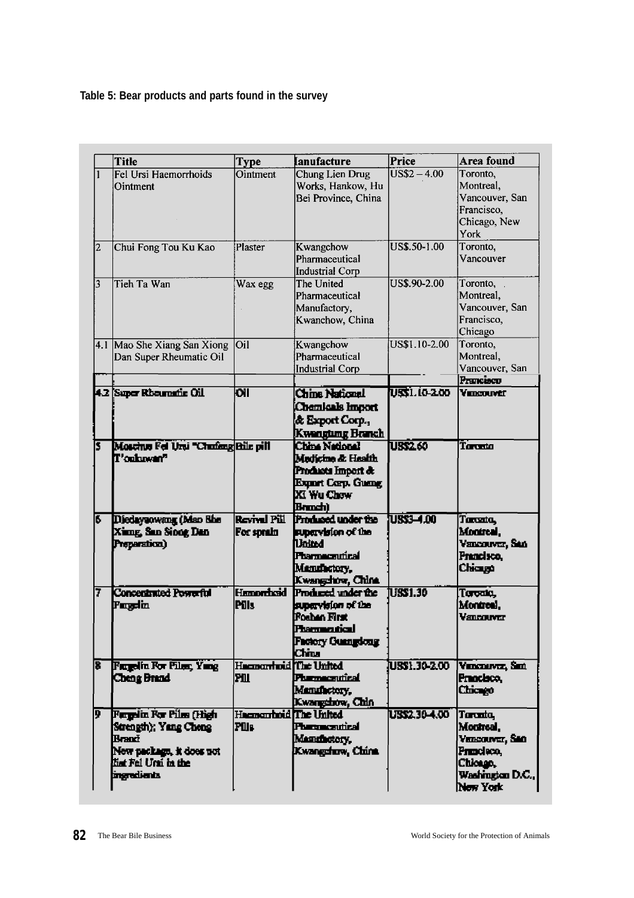**Table 5: Bear products and parts found in the survey**

| | Title | Type | lanufacture | Price | Area found |
|---|---|---|---|---|---|
| 1 | Fel Ursi Haemorrhoids Ointment | Ointment | Chung Lien Drug Works, Hankow, Hu Bei Province, China | US$2 – 4.00 | Toronto, Montreal, Vancouver, San Francisco, Chicago, New York |
| 2 | Chui Fong Tou Ku Kao | Plaster | Kwangchow Pharmaceutical Industrial Corp | US$.50-1.00 | Toronto, Vancouver |
| 3 | Tieh Ta Wan | Wax egg | The United Pharmaceutical Manufactory, Kwanchow, China | US$.90-2.00 | Toronto, Montreal, Vancouver, San Francisco, Chicago |
| 4.1 | Mao She Xiang San Xiong Dan Super Rheumatic Oil | Oil | Kwangchow Pharmaceutical Industrial Corp | US$1.10-2.00 | Toronto, Montreal, Vancouver, San Francisco |
| 4.2 | Super Rheumatic Oil | Oil | China National Chemicals Import & Export Corp., Kwangtung Branch | US$1.10-2.00 | Vancouver |
| 5 | Moschus Fel Ursi "Chufeng T'oukuwan" | Bile pill | China National Medicine & Health Products Import & Export Corp. Guang Xi Wu Chow Branch) | US$2.60 | Toronto |
| 6 | Diedayaowang (Mao She Xiang, San Siong Dan Preparation) | Revival Pill For sprain | Produced under the supervision of the United Pharmaceutical Manufactory, Kwangchow, China | US$3–4.00 | Toronto, Montreal, Vancouver, San Francisco, Chicago |
| 7 | Concentrated Powerful Fargelin | Hemorrhoid Pills | Produced under the supervision of the Foshan First Pharmaceutical Factory Guangdong China | US$1.30 | Toronto, Montreal, Vancouver |
| 8 | Fargelin For Piles; Yang Cheng Brand | Haemorrhoid Pill | The United Pharmaceutical Manufactory, Kwangchow, Chin | US$1.30-2.00 | Vancouver, San Francisco, Chicago |
| 9 | Fargelin For Piles (High Strength); Yang Cheng Brand<br>New package, it does not list Fel Ursi in the ingredients | Haemorrhoid Pills | The United Pharmaceutical Manufactory, Kwangchow, China | US$2.30-4.00 | Toronto, Montreal, Vancouver, San Francisco, Chicago, Washington D.C., New York |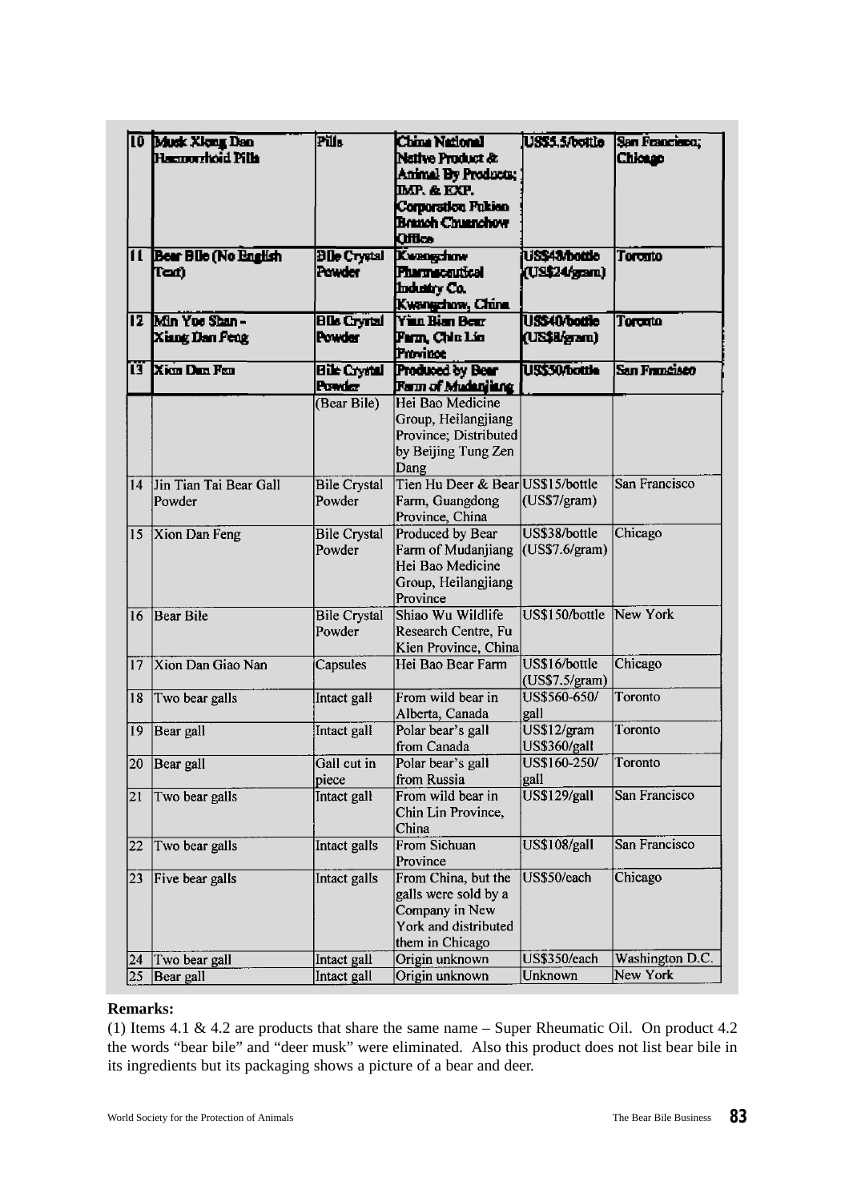| | | | | | |
|---|---|---|---|---|---|
| 10 | Musk Xiong Dan Haemorrhoid Pills | Pills | China National Native Product & Animal By Products; IMP. & EXP. Corporation Fukien Branch Chuanchow Office | US$5.5/bottle | San Francisco; Chicago |
| 11 | Bear Bile (No English Text) | Bile Crystal Powder | Kwangchow Pharmaceutical Industry Co. Kwangchow, China | US$48/bottle (US$24/gram) | Toronto |
| 12 | Min Yoe Shan - Xiang Dan Feng | Bile Crystal Powder | Yian Bian Bear Farm, Chin Lin Province | US$40/bottle (US$8/gram) | Toronto |
| 13 | Xion Dan Fen | Bile Crystal Powder (Bear Bile) | Produced by Bear Farm of Mudanjiang Hei Bao Medicine Group, Heilangjiang Province; Distributed by Beijing Tung Zen Dang | US$30/bottle | San Francisco |
| 14 | Jin Tian Tai Bear Gall Powder | Bile Crystal Powder | Tien Hu Deer & Bear Farm, Guangdong Province, China | US$15/bottle (US$7/gram) | San Francisco |
| 15 | Xion Dan Feng | Bile Crystal Powder | Produced by Bear Farm of Mudanjiang Hei Bao Medicine Group, Heilangjiang Province | US$38/bottle (US$7.6/gram) | Chicago |
| 16 | Bear Bile | Bile Crystal Powder | Shiao Wu Wildlife Research Centre, Fu Kien Province, China | US$150/bottle | New York |
| 17 | Xion Dan Giao Nan | Capsules | Hei Bao Bear Farm | US$16/bottle (US$7.5/gram) | Chicago |
| 18 | Two bear galls | Intact gall | From wild bear in Alberta, Canada | US$560-650/ gall | Toronto |
| 19 | Bear gall | Intact gall | Polar bear's gall from Canada | US$12/gram US$360/gall | Toronto |
| 20 | Bear gall | Gall cut in piece | Polar bear's gall from Russia | US$160-250/ gall | Toronto |
| 21 | Two bear galls | Intact gall | From wild bear in Chin Lin Province, China | US$129/gall | San Francisco |
| 22 | Two bear galls | Intact galls | From Sichuan Province | US$108/gall | San Francisco |
| 23 | Five bear galls | Intact galls | From China, but the galls were sold by a Company in New York and distributed them in Chicago | US$50/each | Chicago |
| 24 | Two bear gall | Intact gall | Origin unknown | US$350/each | Washington D.C. |
| 25 | Bear gall | Intact gall | Origin unknown | Unknown | New York |

**Remarks:**

(1) Items 4.1 & 4.2 are products that share the same name – Super Rheumatic Oil. On product 4.2 the words "bear bile" and "deer musk" were eliminated. Also this product does not list bear bile in its ingredients but its packaging shows a picture of a bear and deer.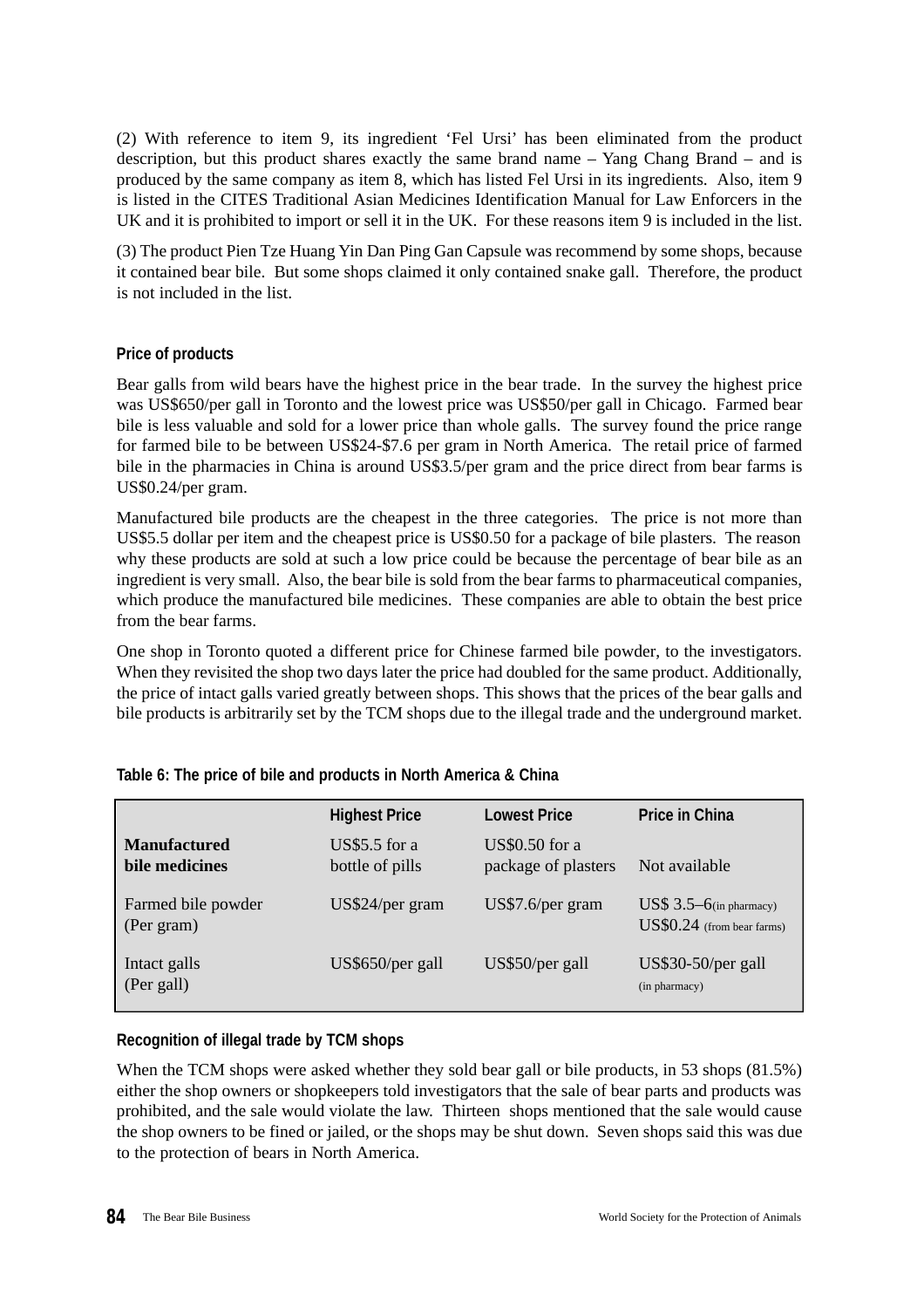(2) With reference to item 9, its ingredient 'Fel Ursi' has been eliminated from the product description, but this product shares exactly the same brand name – Yang Chang Brand – and is produced by the same company as item 8, which has listed Fel Ursi in its ingredients. Also, item 9 is listed in the CITES Traditional Asian Medicines Identification Manual for Law Enforcers in the UK and it is prohibited to import or sell it in the UK. For these reasons item 9 is included in the list.

(3) The product Pien Tze Huang Yin Dan Ping Gan Capsule was recommend by some shops, because it contained bear bile. But some shops claimed it only contained snake gall. Therefore, the product is not included in the list.

### Price of products

Bear galls from wild bears have the highest price in the bear trade. In the survey the highest price was US$650/per gall in Toronto and the lowest price was US$50/per gall in Chicago. Farmed bear bile is less valuable and sold for a lower price than whole galls. The survey found the price range for farmed bile to be between US$24-$7.6 per gram in North America. The retail price of farmed bile in the pharmacies in China is around US$3.5/per gram and the price direct from bear farms is US$0.24/per gram.

Manufactured bile products are the cheapest in the three categories. The price is not more than US$5.5 dollar per item and the cheapest price is US$0.50 for a package of bile plasters. The reason why these products are sold at such a low price could be because the percentage of bear bile as an ingredient is very small. Also, the bear bile is sold from the bear farms to pharmaceutical companies, which produce the manufactured bile medicines. These companies are able to obtain the best price from the bear farms.

One shop in Toronto quoted a different price for Chinese farmed bile powder, to the investigators. When they revisited the shop two days later the price had doubled for the same product. Additionally, the price of intact galls varied greatly between shops. This shows that the prices of the bear galls and bile products is arbitrarily set by the TCM shops due to the illegal trade and the underground market.

**Table 6: The price of bile and products in North America & China**

| | Highest Price | Lowest Price | Price in China |
|---|---|---|---|
| **Manufactured bile medicines** | US$5.5 for a bottle of pills | US$0.50 for a package of plasters | Not available |
| Farmed bile powder (Per gram) | US$24/per gram | US$7.6/per gram | US$ 3.5–6 (in pharmacy) US$0.24 (from bear farms) |
| Intact galls (Per gall) | US$650/per gall | US$50/per gall | US$30-50/per gall (in pharmacy) |

### Recognition of illegal trade by TCM shops

When the TCM shops were asked whether they sold bear gall or bile products, in 53 shops (81.5%) either the shop owners or shopkeepers told investigators that the sale of bear parts and products was prohibited, and the sale would violate the law. Thirteen shops mentioned that the sale would cause the shop owners to be fined or jailed, or the shops may be shut down. Seven shops said this was due to the protection of bears in North America.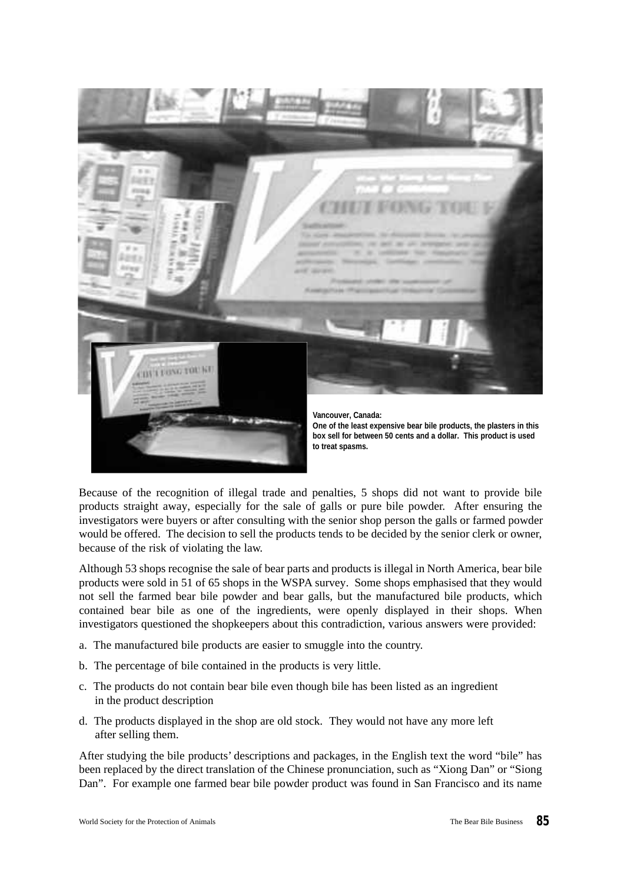Vancouver, Canada:
**One of the least expensive bear bile products, the plasters in this box sell for between 50 cents and a dollar. This product is used to treat spasms.**

Because of the recognition of illegal trade and penalties, 5 shops did not want to provide bile products straight away, especially for the sale of galls or pure bile powder. After ensuring the investigators were buyers or after consulting with the senior shop person the galls or farmed powder would be offered. The decision to sell the products tends to be decided by the senior clerk or owner, because of the risk of violating the law.

Although 53 shops recognise the sale of bear parts and products is illegal in North America, bear bile products were sold in 51 of 65 shops in the WSPA survey. Some shops emphasised that they would not sell the farmed bear bile powder and bear galls, but the manufactured bile products, which contained bear bile as one of the ingredients, were openly displayed in their shops. When investigators questioned the shopkeepers about this contradiction, various answers were provided:

a. The manufactured bile products are easier to smuggle into the country.

b. The percentage of bile contained in the products is very little.

c. The products do not contain bear bile even though bile has been listed as an ingredient in the product description

d. The products displayed in the shop are old stock. They would not have any more left after selling them.

After studying the bile products' descriptions and packages, in the English text the word "bile" has been replaced by the direct translation of the Chinese pronunciation, such as "Xiong Dan" or "Siong Dan". For example one farmed bear bile powder product was found in San Francisco and its name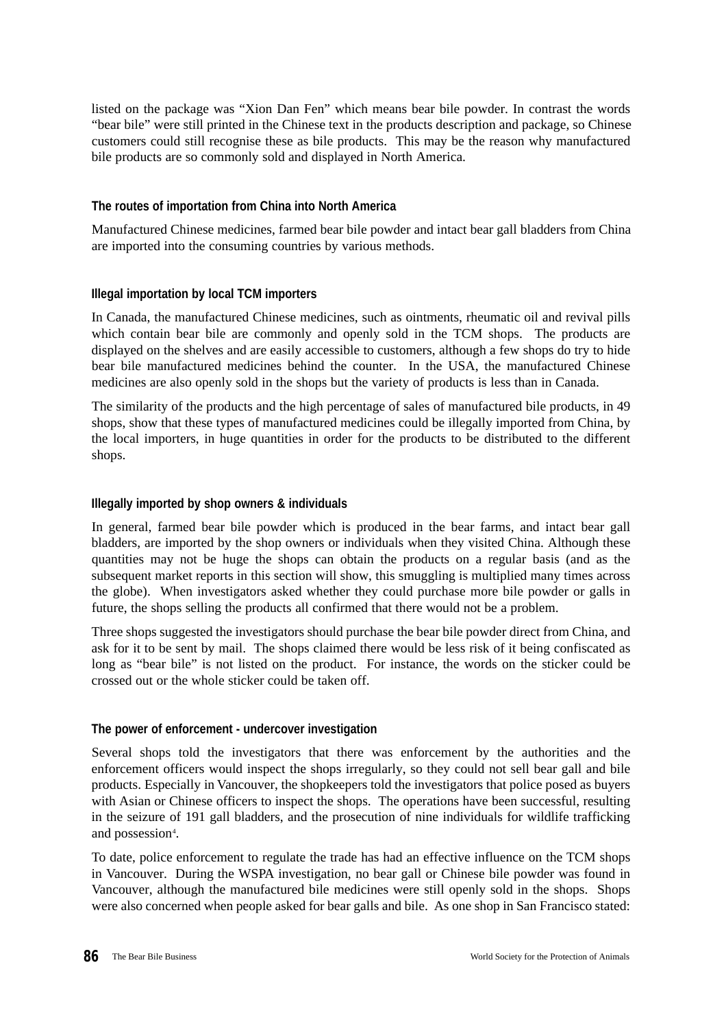listed on the package was “Xion Dan Fen” which means bear bile powder. In contrast the words “bear bile” were still printed in the Chinese text in the products description and package, so Chinese customers could still recognise these as bile products. This may be the reason why manufactured bile products are so commonly sold and displayed in North America.

### The routes of importation from China into North America

Manufactured Chinese medicines, farmed bear bile powder and intact bear gall bladders from China are imported into the consuming countries by various methods.

### Illegal importation by local TCM importers

In Canada, the manufactured Chinese medicines, such as ointments, rheumatic oil and revival pills which contain bear bile are commonly and openly sold in the TCM shops. The products are displayed on the shelves and are easily accessible to customers, although a few shops do try to hide bear bile manufactured medicines behind the counter. In the USA, the manufactured Chinese medicines are also openly sold in the shops but the variety of products is less than in Canada.

The similarity of the products and the high percentage of sales of manufactured bile products, in 49 shops, show that these types of manufactured medicines could be illegally imported from China, by the local importers, in huge quantities in order for the products to be distributed to the different shops.

### Illegally imported by shop owners & individuals

In general, farmed bear bile powder which is produced in the bear farms, and intact bear gall bladders, are imported by the shop owners or individuals when they visited China. Although these quantities may not be huge the shops can obtain the products on a regular basis (and as the subsequent market reports in this section will show, this smuggling is multiplied many times across the globe). When investigators asked whether they could purchase more bile powder or galls in future, the shops selling the products all confirmed that there would not be a problem.

Three shops suggested the investigators should purchase the bear bile powder direct from China, and ask for it to be sent by mail. The shops claimed there would be less risk of it being confiscated as long as “bear bile” is not listed on the product. For instance, the words on the sticker could be crossed out or the whole sticker could be taken off.

### The power of enforcement - undercover investigation

Several shops told the investigators that there was enforcement by the authorities and the enforcement officers would inspect the shops irregularly, so they could not sell bear gall and bile products. Especially in Vancouver, the shopkeepers told the investigators that police posed as buyers with Asian or Chinese officers to inspect the shops. The operations have been successful, resulting in the seizure of 191 gall bladders, and the prosecution of nine individuals for wildlife trafficking and possession[4].

To date, police enforcement to regulate the trade has had an effective influence on the TCM shops in Vancouver. During the WSPA investigation, no bear gall or Chinese bile powder was found in Vancouver, although the manufactured bile medicines were still openly sold in the shops. Shops were also concerned when people asked for bear galls and bile. As one shop in San Francisco stated: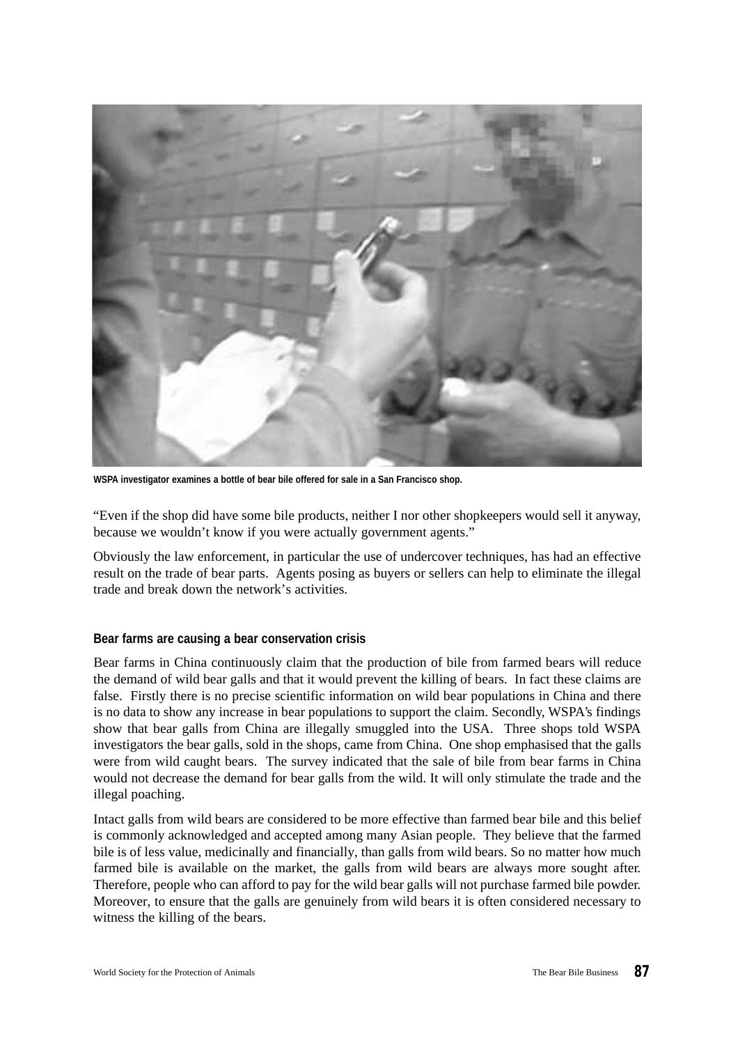WSPA investigator examines a bottle of bear bile offered for sale in a San Francisco shop.

"Even if the shop did have some bile products, neither I nor other shopkeepers would sell it anyway, because we wouldn't know if you were actually government agents."

Obviously the law enforcement, in particular the use of undercover techniques, has had an effective result on the trade of bear parts. Agents posing as buyers or sellers can help to eliminate the illegal trade and break down the network's activities.

**Bear farms are causing a bear conservation crisis**

Bear farms in China continuously claim that the production of bile from farmed bears will reduce the demand of wild bear galls and that it would prevent the killing of bears. In fact these claims are false. Firstly there is no precise scientific information on wild bear populations in China and there is no data to show any increase in bear populations to support the claim. Secondly, WSPA's findings show that bear galls from China are illegally smuggled into the USA. Three shops told WSPA investigators the bear galls, sold in the shops, came from China. One shop emphasised that the galls were from wild caught bears. The survey indicated that the sale of bile from bear farms in China would not decrease the demand for bear galls from the wild. It will only stimulate the trade and the illegal poaching.

Intact galls from wild bears are considered to be more effective than farmed bear bile and this belief is commonly acknowledged and accepted among many Asian people. They believe that the farmed bile is of less value, medicinally and financially, than galls from wild bears. So no matter how much farmed bile is available on the market, the galls from wild bears are always more sought after. Therefore, people who can afford to pay for the wild bear galls will not purchase farmed bile powder. Moreover, to ensure that the galls are genuinely from wild bears it is often considered necessary to witness the killing of the bears.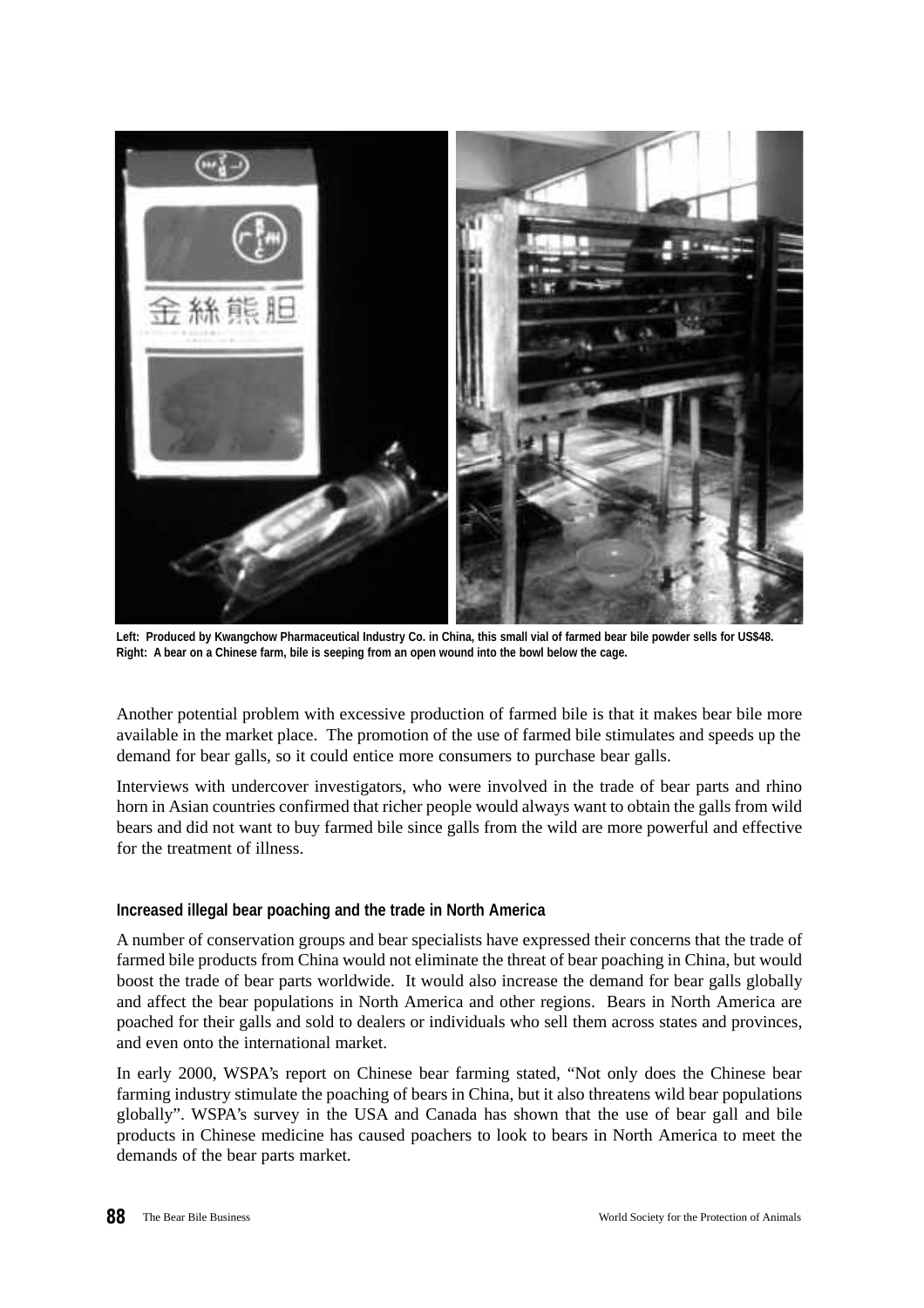Left: Produced by Kwangchow Pharmaceutical Industry Co. in China, this small vial of farmed bear bile powder sells for US$48.
Right: A bear on a Chinese farm, bile is seeping from an open wound into the bowl below the cage.

Another potential problem with excessive production of farmed bile is that it makes bear bile more available in the market place. The promotion of the use of farmed bile stimulates and speeds up the demand for bear galls, so it could entice more consumers to purchase bear galls.

Interviews with undercover investigators, who were involved in the trade of bear parts and rhino horn in Asian countries confirmed that richer people would always want to obtain the galls from wild bears and did not want to buy farmed bile since galls from the wild are more powerful and effective for the treatment of illness.

#### Increased illegal bear poaching and the trade in North America

A number of conservation groups and bear specialists have expressed their concerns that the trade of farmed bile products from China would not eliminate the threat of bear poaching in China, but would boost the trade of bear parts worldwide. It would also increase the demand for bear galls globally and affect the bear populations in North America and other regions. Bears in North America are poached for their galls and sold to dealers or individuals who sell them across states and provinces, and even onto the international market.

In early 2000, WSPA's report on Chinese bear farming stated, "Not only does the Chinese bear farming industry stimulate the poaching of bears in China, but it also threatens wild bear populations globally". WSPA's survey in the USA and Canada has shown that the use of bear gall and bile products in Chinese medicine has caused poachers to look to bears in North America to meet the demands of the bear parts market.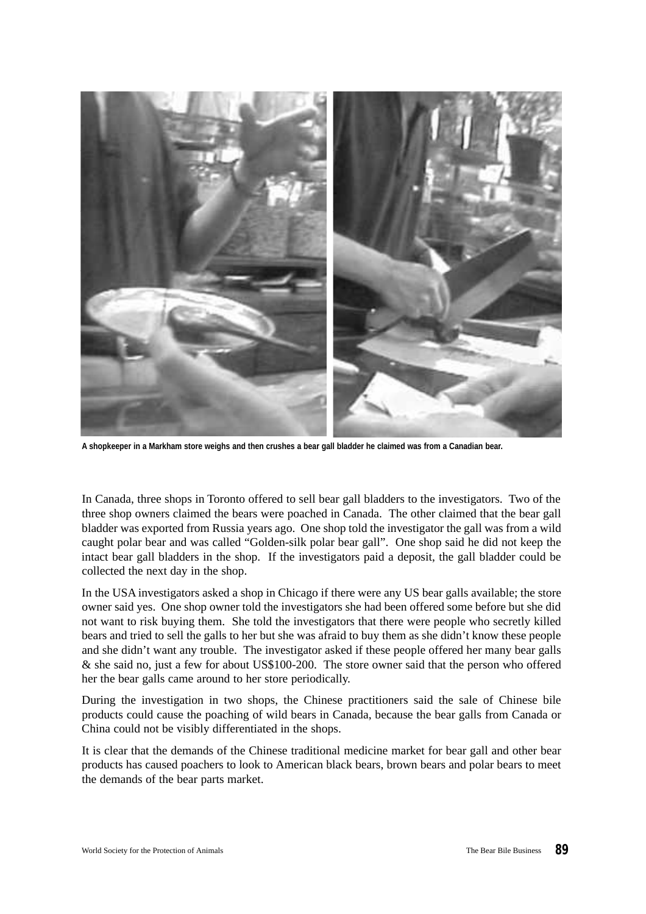A shopkeeper in a Markham store weighs and then crushes a bear gall bladder he claimed was from a Canadian bear.

In Canada, three shops in Toronto offered to sell bear gall bladders to the investigators. Two of the three shop owners claimed the bears were poached in Canada. The other claimed that the bear gall bladder was exported from Russia years ago. One shop told the investigator the gall was from a wild caught polar bear and was called "Golden-silk polar bear gall". One shop said he did not keep the intact bear gall bladders in the shop. If the investigators paid a deposit, the gall bladder could be collected the next day in the shop.

In the USA investigators asked a shop in Chicago if there were any US bear galls available; the store owner said yes. One shop owner told the investigators she had been offered some before but she did not want to risk buying them. She told the investigators that there were people who secretly killed bears and tried to sell the galls to her but she was afraid to buy them as she didn't know these people and she didn't want any trouble. The investigator asked if these people offered her many bear galls & she said no, just a few for about US$100-200. The store owner said that the person who offered her the bear galls came around to her store periodically.

During the investigation in two shops, the Chinese practitioners said the sale of Chinese bile products could cause the poaching of wild bears in Canada, because the bear galls from Canada or China could not be visibly differentiated in the shops.

It is clear that the demands of the Chinese traditional medicine market for bear gall and other bear products has caused poachers to look to American black bears, brown bears and polar bears to meet the demands of the bear parts market.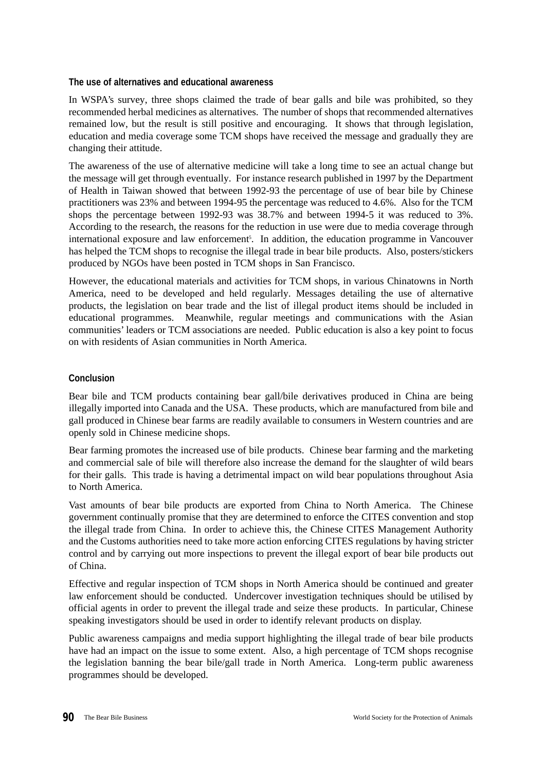### The use of alternatives and educational awareness

In WSPA's survey, three shops claimed the trade of bear galls and bile was prohibited, so they recommended herbal medicines as alternatives. The number of shops that recommended alternatives remained low, but the result is still positive and encouraging. It shows that through legislation, education and media coverage some TCM shops have received the message and gradually they are changing their attitude.

The awareness of the use of alternative medicine will take a long time to see an actual change but the message will get through eventually. For instance research published in 1997 by the Department of Health in Taiwan showed that between 1992-93 the percentage of use of bear bile by Chinese practitioners was 23% and between 1994-95 the percentage was reduced to 4.6%. Also for the TCM shops the percentage between 1992-93 was 38.7% and between 1994-5 it was reduced to 3%. According to the research, the reasons for the reduction in use were due to media coverage through international exposure and law enforcement[5]. In addition, the education programme in Vancouver has helped the TCM shops to recognise the illegal trade in bear bile products. Also, posters/stickers produced by NGOs have been posted in TCM shops in San Francisco.

However, the educational materials and activities for TCM shops, in various Chinatowns in North America, need to be developed and held regularly. Messages detailing the use of alternative products, the legislation on bear trade and the list of illegal product items should be included in educational programmes. Meanwhile, regular meetings and communications with the Asian communities' leaders or TCM associations are needed. Public education is also a key point to focus on with residents of Asian communities in North America.

### Conclusion

Bear bile and TCM products containing bear gall/bile derivatives produced in China are being illegally imported into Canada and the USA. These products, which are manufactured from bile and gall produced in Chinese bear farms are readily available to consumers in Western countries and are openly sold in Chinese medicine shops.

Bear farming promotes the increased use of bile products. Chinese bear farming and the marketing and commercial sale of bile will therefore also increase the demand for the slaughter of wild bears for their galls. This trade is having a detrimental impact on wild bear populations throughout Asia to North America.

Vast amounts of bear bile products are exported from China to North America. The Chinese government continually promise that they are determined to enforce the CITES convention and stop the illegal trade from China. In order to achieve this, the Chinese CITES Management Authority and the Customs authorities need to take more action enforcing CITES regulations by having stricter control and by carrying out more inspections to prevent the illegal export of bear bile products out of China.

Effective and regular inspection of TCM shops in North America should be continued and greater law enforcement should be conducted. Undercover investigation techniques should be utilised by official agents in order to prevent the illegal trade and seize these products. In particular, Chinese speaking investigators should be used in order to identify relevant products on display.

Public awareness campaigns and media support highlighting the illegal trade of bear bile products have had an impact on the issue to some extent. Also, a high percentage of TCM shops recognise the legislation banning the bear bile/gall trade in North America. Long-term public awareness programmes should be developed.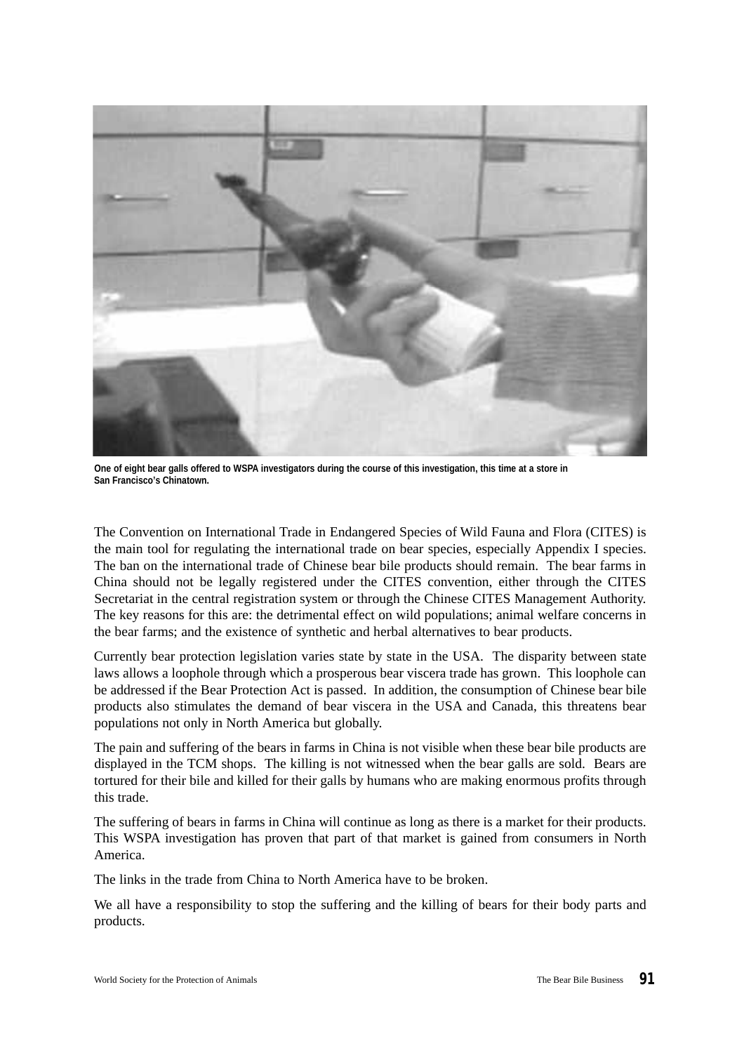One of eight bear galls offered to WSPA investigators during the course of this investigation, this time at a store in San Francisco's Chinatown.

The Convention on International Trade in Endangered Species of Wild Fauna and Flora (CITES) is the main tool for regulating the international trade on bear species, especially Appendix I species. The ban on the international trade of Chinese bear bile products should remain. The bear farms in China should not be legally registered under the CITES convention, either through the CITES Secretariat in the central registration system or through the Chinese CITES Management Authority. The key reasons for this are: the detrimental effect on wild populations; animal welfare concerns in the bear farms; and the existence of synthetic and herbal alternatives to bear products.

Currently bear protection legislation varies state by state in the USA. The disparity between state laws allows a loophole through which a prosperous bear viscera trade has grown. This loophole can be addressed if the Bear Protection Act is passed. In addition, the consumption of Chinese bear bile products also stimulates the demand of bear viscera in the USA and Canada, this threatens bear populations not only in North America but globally.

The pain and suffering of the bears in farms in China is not visible when these bear bile products are displayed in the TCM shops. The killing is not witnessed when the bear galls are sold. Bears are tortured for their bile and killed for their galls by humans who are making enormous profits through this trade.

The suffering of bears in farms in China will continue as long as there is a market for their products. This WSPA investigation has proven that part of that market is gained from consumers in North America.

The links in the trade from China to North America have to be broken.

We all have a responsibility to stop the suffering and the killing of bears for their body parts and products.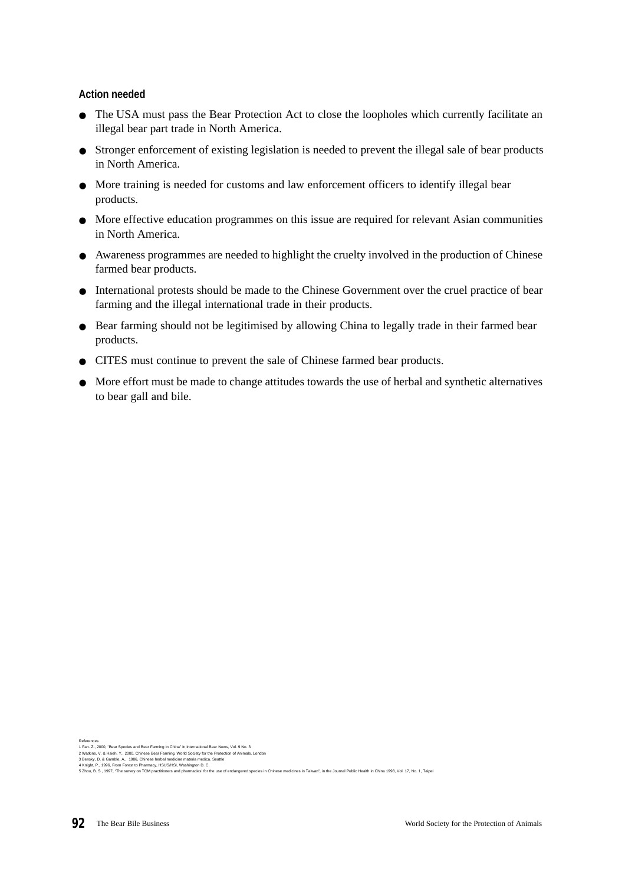**Action needed**

- The USA must pass the Bear Protection Act to close the loopholes which currently facilitate an illegal bear part trade in North America.
- Stronger enforcement of existing legislation is needed to prevent the illegal sale of bear products in North America.
- More training is needed for customs and law enforcement officers to identify illegal bear products.
- More effective education programmes on this issue are required for relevant Asian communities in North America.
- Awareness programmes are needed to highlight the cruelty involved in the production of Chinese farmed bear products.
- International protests should be made to the Chinese Government over the cruel practice of bear farming and the illegal international trade in their products.
- Bear farming should not be legitimised by allowing China to legally trade in their farmed bear products.
- CITES must continue to prevent the sale of Chinese farmed bear products.
- More effort must be made to change attitudes towards the use of herbal and synthetic alternatives to bear gall and bile.

References

1 Fan, Z., 2000, "Bear Species and Bear Farming in China" in International Bear News, Vol. 9 No. 3

2 Watkins, V. & Hsieh, Y., 2000, Chinese Bear Farming, World Society for the Protection of Animals, London

3 Bensky, D. & Gamble, A., 1986, Chinese herbal medicine materia medica. Seattle

4 Knight, P., 1996, From Forest to Pharmacy, HSUS/HSI, Washington D. C.

5 Zhou, B. S., 1997, "The survey on TCM practitioners and pharmacies' for the use of endangered species in Chinese medicines in Taiwan", in the Journal Public Health in China 1998, Vol. 17, No. 1, Taipei